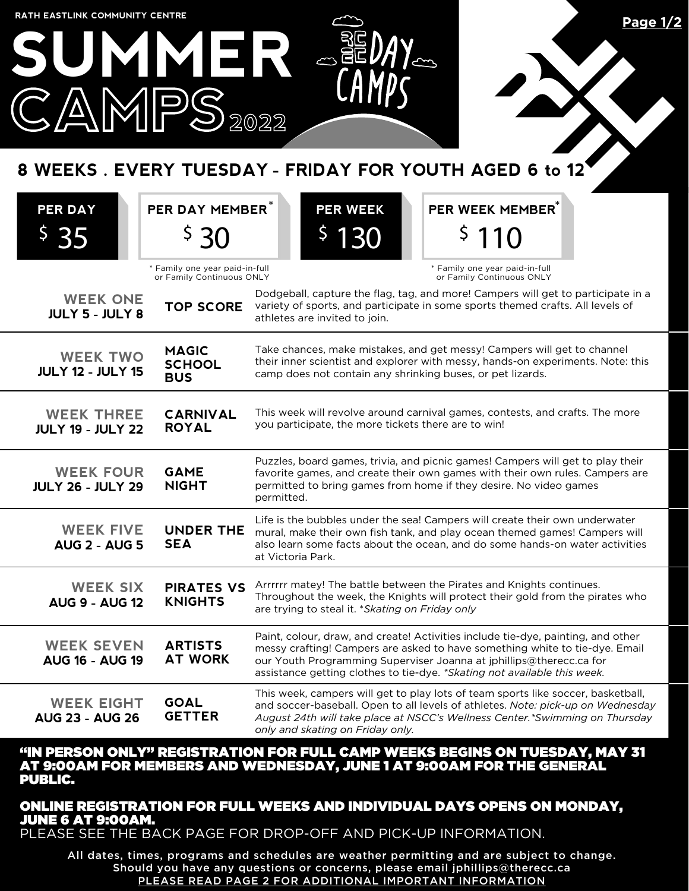RATH EASTLINK COMMUNITY CENTRE

# SUMMER CAMPS 2022

REC DAY CAMPS

## 8 WEEKS . EVERY TUESDAY - FRIDAY FOR YOUTH AGED 6 to 12

| PER DAY | PER DAY MEMBER* | PER WEEK | PER WEEK MEMBER* |
| --- | --- | --- | --- |
| $ 35 | $ 30 | $ 130 | $ 110 |

\* Family one year paid-in-full or Family Continuous ONLY

| Week | Camp | Description |
| --- | --- | --- |
| **WEEK ONE** JULY 5 - JULY 8 | **TOP SCORE** | Dodgeball, capture the flag, tag, and more! Campers will get to participate in a variety of sports, and participate in some sports themed crafts. All levels of athletes are invited to join. |
| **WEEK TWO** JULY 12 - JULY 15 | **MAGIC SCHOOL BUS** | Take chances, make mistakes, and get messy! Campers will get to channel their inner scientist and explorer with messy, hands-on experiments. Note: this camp does not contain any shrinking buses, or pet lizards. |
| **WEEK THREE** JULY 19 - JULY 22 | **CARNIVAL ROYAL** | This week will revolve around carnival games, contests, and crafts. The more you participate, the more tickets there are to win! |
| **WEEK FOUR** JULY 26 - JULY 29 | **GAME NIGHT** | Puzzles, board games, trivia, and picnic games! Campers will get to play their favorite games, and create their own games with their own rules. Campers are permitted to bring games from home if they desire. No video games permitted. |
| **WEEK FIVE** AUG 2 - AUG 5 | **UNDER THE SEA** | Life is the bubbles under the sea! Campers will create their own underwater mural, make their own fish tank, and play ocean themed games! Campers will also learn some facts about the ocean, and do some hands-on water activities at Victoria Park. |
| **WEEK SIX** AUG 9 - AUG 12 | **PIRATES VS KNIGHTS** | Arrrrrr matey! The battle between the Pirates and Knights continues. Throughout the week, the Knights will protect their gold from the pirates who are trying to steal it. *\*Skating on Friday only* |
| **WEEK SEVEN** AUG 16 - AUG 19 | **ARTISTS AT WORK** | Paint, colour, draw, and create! Activities include tie-dye, painting, and other messy crafting! Campers are asked to have something white to tie-dye. Email our Youth Programming Superviser Joanna at jphillips@therecc.ca for assistance getting clothes to tie-dye. *\*Skating not available this week.* |
| **WEEK EIGHT** AUG 23 - AUG 26 | **GOAL GETTER** | This week, campers will get to play lots of team sports like soccer, basketball, and soccer-baseball. Open to all levels of athletes. *Note: pick-up on Wednesday August 24th will take place at NSCC's Wellness Center.\*Swimming on Thursday only and skating on Friday only.* |

**"IN PERSON ONLY" REGISTRATION FOR FULL CAMP WEEKS BEGINS ON TUESDAY, MAY 31 AT 9:00AM FOR MEMBERS AND WEDNESDAY, JUNE 1 AT 9:00AM FOR THE GENERAL PUBLIC.**

**ONLINE REGISTRATION FOR FULL WEEKS AND INDIVIDUAL DAYS OPENS ON MONDAY, JUNE 6 AT 9:00AM.**

PLEASE SEE THE BACK PAGE FOR DROP-OFF AND PICK-UP INFORMATION.

All dates, times, programs and schedules are weather permitting and are subject to change. Should you have any questions or concerns, please email jphillips@therecc.ca

PLEASE READ PAGE 2 FOR ADDITIONAL IMPORTANT INFORMATION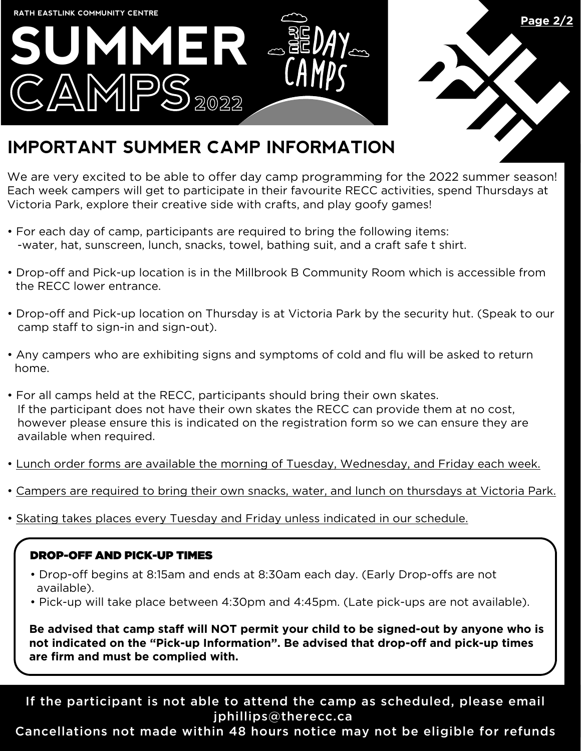RATH EASTLINK COMMUNITY CENTRE

# SUMMER CAMPS 2022

RECC DAY CAMPS

## IMPORTANT SUMMER CAMP INFORMATION

We are very excited to be able to offer day camp programming for the 2022 summer season! Each week campers will get to participate in their favourite RECC activities, spend Thursdays at Victoria Park, explore their creative side with crafts, and play goofy games!

- For each day of camp, participants are required to bring the following items:
  -water, hat, sunscreen, lunch, snacks, towel, bathing suit, and a craft safe t shirt.
- Drop-off and Pick-up location is in the Millbrook B Community Room which is accessible from the RECC lower entrance.
- Drop-off and Pick-up location on Thursday is at Victoria Park by the security hut. (Speak to our camp staff to sign-in and sign-out).
- Any campers who are exhibiting signs and symptoms of cold and flu will be asked to return home.
- For all camps held at the RECC, participants should bring their own skates.
  If the participant does not have their own skates the RECC can provide them at no cost, however please ensure this is indicated on the registration form so we can ensure they are available when required.
- <u>Lunch order forms are available the morning of Tuesday, Wednesday, and Friday each week.</u>
- <u>Campers are required to bring their own snacks, water, and lunch on thursdays at Victoria Park.</u>
- <u>Skating takes places every Tuesday and Friday unless indicated in our schedule.</u>

### DROP-OFF AND PICK-UP TIMES

- Drop-off begins at 8:15am and ends at 8:30am each day. (Early Drop-offs are not available).
- Pick-up will take place between 4:30pm and 4:45pm. (Late pick-ups are not available).

**Be advised that camp staff will NOT permit your child to be signed-out by anyone who is not indicated on the "Pick-up Information". Be advised that drop-off and pick-up times are firm and must be complied with.**

If the participant is not able to attend the camp as scheduled, please email jphillips@therecc.ca
Cancellations not made within 48 hours notice may not be eligible for refunds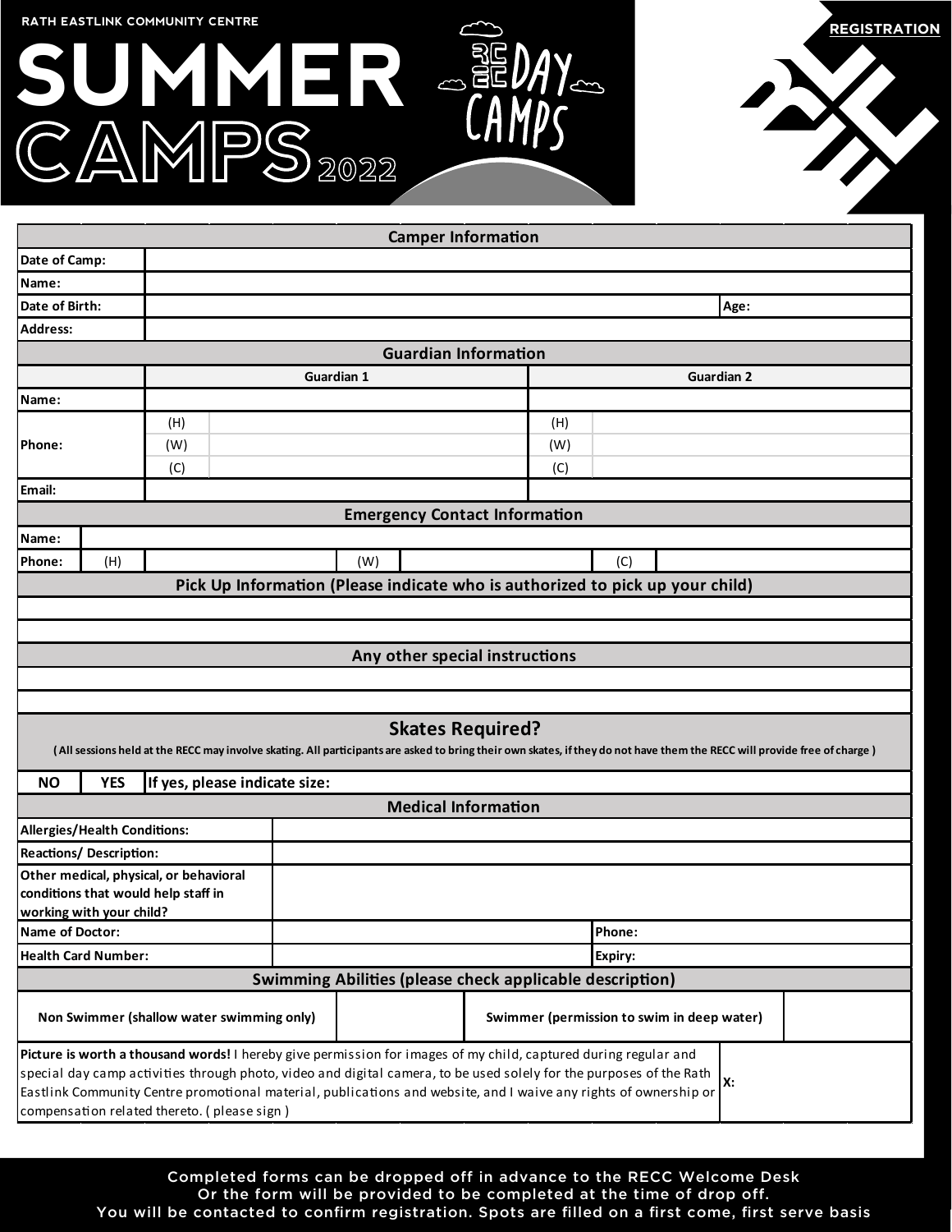RATH EASTLINK COMMUNITY CENTRE

# SUMMER CAMPS 2022

RECC DAY CAMPS

**REGISTRATION**

| Camper Information | | | |
|---|---|---|---|
| **Date of Camp:** | | | |
| **Name:** | | | |
| **Date of Birth:** | | **Age:** | |
| **Address:** | | | |

| Guardian Information | | | | |
|---|---|---|---|---|
| | **Guardian 1** | | **Guardian 2** | |
| **Name:** | | | | |
| **Phone:** | (H) | | (H) | |
| | (W) | | (W) | |
| | (C) | | (C) | |
| **Email:** | | | | |

| Emergency Contact Information | | | | | | |
|---|---|---|---|---|---|---|
| **Name:** | | | | | | |
| **Phone:** | (H) | | (W) | | (C) | |

| Pick Up Information (Please indicate who is authorized to pick up your child) |
|---|
| |
| |

| Any other special instructions |
|---|
| |
| |

| Skates Required? (All sessions held at the RECC may involve skating. All participants are asked to bring their own skates, if they do not have them the RECC will provide free of charge) | | |
|---|---|---|
| **NO** | **YES** | **If yes, please indicate size:** |

| Medical Information | | | |
|---|---|---|---|
| **Allergies/Health Conditions:** | | | |
| **Reactions/ Description:** | | | |
| **Other medical, physical, or behavioral conditions that would help staff in working with your child?** | | | |
| **Name of Doctor:** | | **Phone:** | |
| **Health Card Number:** | | **Expiry:** | |

| Swimming Abilities (please check applicable description) | | | |
|---|---|---|---|
| **Non Swimmer (shallow water swimming only)** | | **Swimmer (permission to swim in deep water)** | |

| | |
|---|---|
| **Picture is worth a thousand words!** I hereby give permission for images of my child, captured during regular and special day camp activities through photo, video and digital camera, to be used solely for the purposes of the Rath Eastlink Community Centre promotional material, publications and website, and I waive any rights of ownership or compensation related thereto. ( please sign ) | **X:** |

Completed forms can be dropped off in advance to the RECC Welcome Desk
Or the form will be provided to be completed at the time of drop off.
You will be contacted to confirm registration. Spots are filled on a first come, first serve basis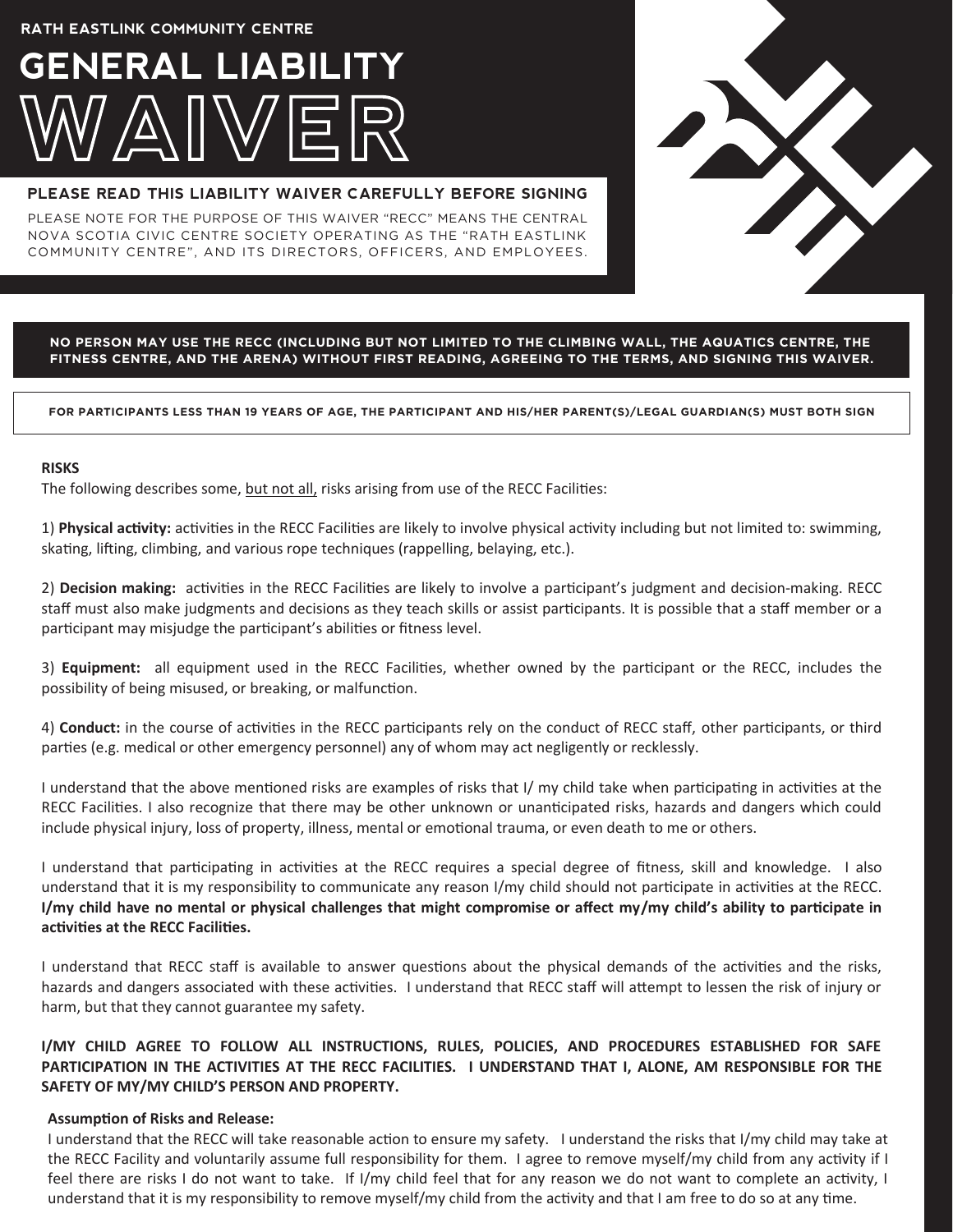RATH EASTLINK COMMUNITY CENTRE

# GENERAL LIABILITY WAIVER

**PLEASE READ THIS LIABILITY WAIVER CAREFULLY BEFORE SIGNING**

PLEASE NOTE FOR THE PURPOSE OF THIS WAIVER "RECC" MEANS THE CENTRAL NOVA SCOTIA CIVIC CENTRE SOCIETY OPERATING AS THE "RATH EASTLINK COMMUNITY CENTRE", AND ITS DIRECTORS, OFFICERS, AND EMPLOYEES.

**NO PERSON MAY USE THE RECC (INCLUDING BUT NOT LIMITED TO THE CLIMBING WALL, THE AQUATICS CENTRE, THE FITNESS CENTRE, AND THE ARENA) WITHOUT FIRST READING, AGREEING TO THE TERMS, AND SIGNING THIS WAIVER.**

**FOR PARTICIPANTS LESS THAN 19 YEARS OF AGE, THE PARTICIPANT AND HIS/HER PARENT(S)/LEGAL GUARDIAN(S) MUST BOTH SIGN**

**RISKS**

The following describes some, <u>but not all,</u> risks arising from use of the RECC Facilities:

1) **Physical activity:** activities in the RECC Facilities are likely to involve physical activity including but not limited to: swimming, skating, lifting, climbing, and various rope techniques (rappelling, belaying, etc.).

2) **Decision making:** activities in the RECC Facilities are likely to involve a participant's judgment and decision-making. RECC staff must also make judgments and decisions as they teach skills or assist participants. It is possible that a staff member or a participant may misjudge the participant's abilities or fitness level.

3) **Equipment:** all equipment used in the RECC Facilities, whether owned by the participant or the RECC, includes the possibility of being misused, or breaking, or malfunction.

4) **Conduct:** in the course of activities in the RECC participants rely on the conduct of RECC staff, other participants, or third parties (e.g. medical or other emergency personnel) any of whom may act negligently or recklessly.

I understand that the above mentioned risks are examples of risks that I/ my child take when participating in activities at the RECC Facilities. I also recognize that there may be other unknown or unanticipated risks, hazards and dangers which could include physical injury, loss of property, illness, mental or emotional trauma, or even death to me or others.

I understand that participating in activities at the RECC requires a special degree of fitness, skill and knowledge. I also understand that it is my responsibility to communicate any reason I/my child should not participate in activities at the RECC. **I/my child have no mental or physical challenges that might compromise or affect my/my child's ability to participate in activities at the RECC Facilities.**

I understand that RECC staff is available to answer questions about the physical demands of the activities and the risks, hazards and dangers associated with these activities. I understand that RECC staff will attempt to lessen the risk of injury or harm, but that they cannot guarantee my safety.

**I/MY CHILD AGREE TO FOLLOW ALL INSTRUCTIONS, RULES, POLICIES, AND PROCEDURES ESTABLISHED FOR SAFE PARTICIPATION IN THE ACTIVITIES AT THE RECC FACILITIES. I UNDERSTAND THAT I, ALONE, AM RESPONSIBLE FOR THE SAFETY OF MY/MY CHILD'S PERSON AND PROPERTY.**

**Assumption of Risks and Release:**

I understand that the RECC will take reasonable action to ensure my safety. I understand the risks that I/my child may take at the RECC Facility and voluntarily assume full responsibility for them. I agree to remove myself/my child from any activity if I feel there are risks I do not want to take. If I/my child feel that for any reason we do not want to complete an activity, I understand that it is my responsibility to remove myself/my child from the activity and that I am free to do so at any time.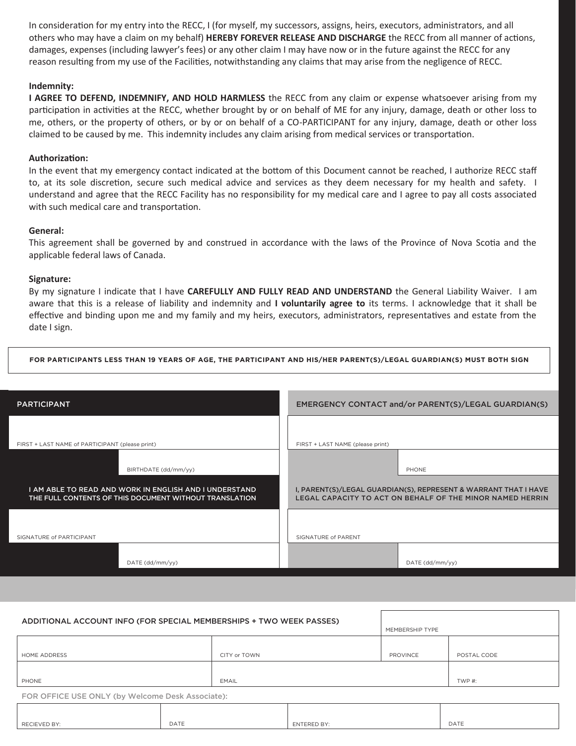In consideration for my entry into the RECC, I (for myself, my successors, assigns, heirs, executors, administrators, and all others who may have a claim on my behalf) **HEREBY FOREVER RELEASE AND DISCHARGE** the RECC from all manner of actions, damages, expenses (including lawyer's fees) or any other claim I may have now or in the future against the RECC for any reason resulting from my use of the Facilities, notwithstanding any claims that may arise from the negligence of RECC.

**Indemnity:**
**I AGREE TO DEFEND, INDEMNIFY, AND HOLD HARMLESS** the RECC from any claim or expense whatsoever arising from my participation in activities at the RECC, whether brought by or on behalf of ME for any injury, damage, death or other loss to me, others, or the property of others, or by or on behalf of a CO-PARTICIPANT for any injury, damage, death or other loss claimed to be caused by me. This indemnity includes any claim arising from medical services or transportation.

**Authorization:**
In the event that my emergency contact indicated at the bottom of this Document cannot be reached, I authorize RECC staff to, at its sole discretion, secure such medical advice and services as they deem necessary for my health and safety. I understand and agree that the RECC Facility has no responsibility for my medical care and I agree to pay all costs associated with such medical care and transportation.

**General:**
This agreement shall be governed by and construed in accordance with the laws of the Province of Nova Scotia and the applicable federal laws of Canada.

**Signature:**
By my signature I indicate that I have **CAREFULLY AND FULLY READ AND UNDERSTAND** the General Liability Waiver. I am aware that this is a release of liability and indemnity and **I voluntarily agree to** its terms. I acknowledge that it shall be effective and binding upon me and my family and my heirs, executors, administrators, representatives and estate from the date I sign.

**FOR PARTICIPANTS LESS THAN 19 YEARS OF AGE, THE PARTICIPANT AND HIS/HER PARENT(S)/LEGAL GUARDIAN(S) MUST BOTH SIGN**

| PARTICIPANT | | EMERGENCY CONTACT and/or PARENT(S)/LEGAL GUARDIAN(S) | |
|---|---|---|---|
| FIRST + LAST NAME of PARTICIPANT (please print) | | FIRST + LAST NAME (please print) | |
| | BIRTHDATE (dd/mm/yy) | | PHONE |
| I AM ABLE TO READ AND WORK IN ENGLISH AND I UNDERSTAND THE FULL CONTENTS OF THIS DOCUMENT WITHOUT TRANSLATION | | I, PARENT(S)/LEGAL GUARDIAN(S), REPRESENT & WARRANT THAT I HAVE LEGAL CAPACITY TO ACT ON BEHALF OF THE MINOR NAMED HERRIN | |
| SIGNATURE of PARTICIPANT | | SIGNATURE of PARENT | |
| | DATE (dd/mm/yy) | | DATE (dd/mm/yy) |

ADDITIONAL ACCOUNT INFO (FOR SPECIAL MEMBERSHIPS + TWO WEEK PASSES)

| | | | |
|---|---|---|---|
| | | MEMBERSHIP TYPE | |
| HOME ADDRESS | CITY or TOWN | PROVINCE | POSTAL CODE |
| PHONE | EMAIL | | TWP #: |

FOR OFFICE USE ONLY (by Welcome Desk Associate):

| | | | |
|---|---|---|---|
| RECIEVED BY: | DATE | ENTERED BY: | DATE |